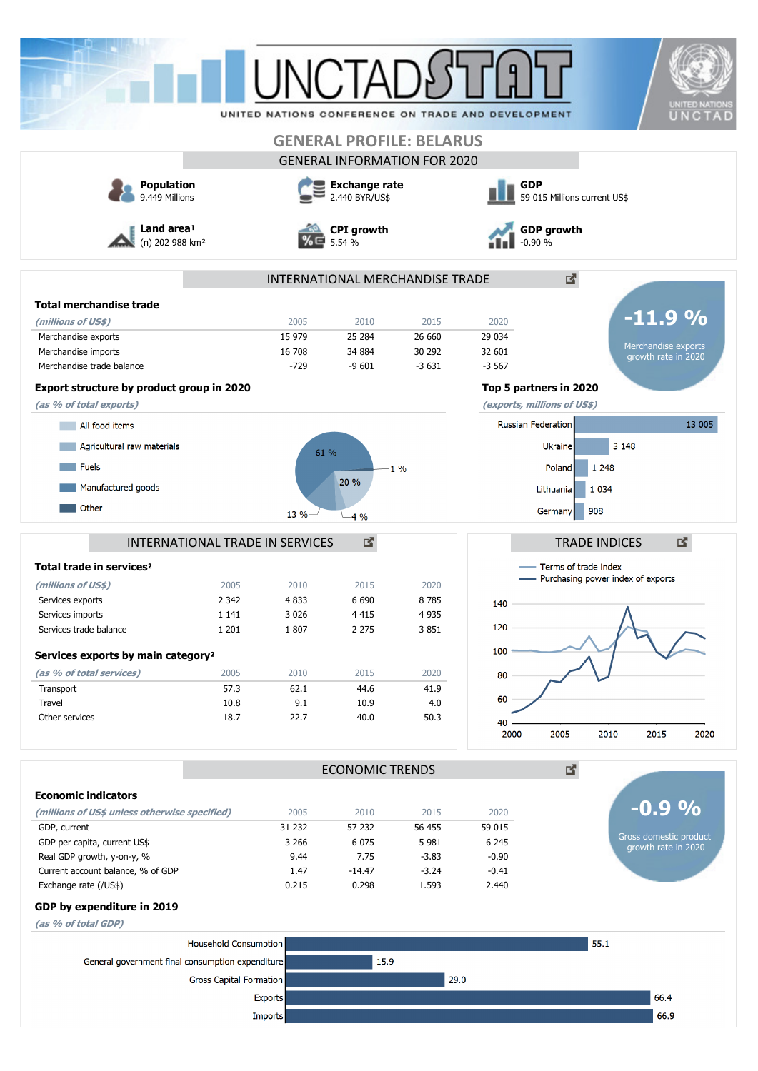# UNCTADSTAT

UNITED NATIONS CONFERENCE ON TRADE AND DEVELOPMENT

## GENERAL PROFILE: BELARUS

### GENERAL INFORMATION FOR 2020

**Population**
9.449 Millions

**Exchange rate**
2.440 BYR/US$

**GDP**
59 015 Millions current US$

**Land area**[1]
(n) 202 988 km²

**CPI growth**
5.54 %

**GDP growth**
-0.90 %

### INTERNATIONAL MERCHANDISE TRADE

**Total merchandise trade**

| *(millions of US$)* | 2005 | 2010 | 2015 | 2020 |
|---|---|---|---|---|
| Merchandise exports | 15 979 | 25 284 | 26 660 | 29 034 |
| Merchandise imports | 16 708 | 34 884 | 30 292 | 32 601 |
| Merchandise trade balance | -729 | -9 601 | -3 631 | -3 567 |

**-11.9 %**
Merchandise exports growth rate in 2020

**Export structure by product group in 2020**

*(as % of total exports)*

- All food items: 20 %
- Agricultural raw materials: 1 %
- Fuels: 13 %
- Manufactured goods: 61 %
- Other: 4 %

**Top 5 partners in 2020**

*(exports, millions of US$)*

| Partner | Exports |
|---|---|
| Russian Federation | 13 005 |
| Ukraine | 3 148 |
| Poland | 1 248 |
| Lithuania | 1 034 |
| Germany | 908 |

### INTERNATIONAL TRADE IN SERVICES

**Total trade in services**[2]

| *(millions of US$)* | 2005 | 2010 | 2015 | 2020 |
|---|---|---|---|---|
| Services exports | 2 342 | 4 833 | 6 690 | 8 785 |
| Services imports | 1 141 | 3 026 | 4 415 | 4 935 |
| Services trade balance | 1 201 | 1 807 | 2 275 | 3 851 |

**Services exports by main category**[2]

| *(as % of total services)* | 2005 | 2010 | 2015 | 2020 |
|---|---|---|---|---|
| Transport | 57.3 | 62.1 | 44.6 | 41.9 |
| Travel | 10.8 | 9.1 | 10.9 | 4.0 |
| Other services | 18.7 | 22.7 | 40.0 | 50.3 |

### TRADE INDICES

- Terms of trade index
- Purchasing power index of exports

### ECONOMIC TRENDS

**Economic indicators**

| *(millions of US$ unless otherwise specified)* | 2005 | 2010 | 2015 | 2020 |
|---|---|---|---|---|
| GDP, current | 31 232 | 57 232 | 56 455 | 59 015 |
| GDP per capita, current US$ | 3 266 | 6 075 | 5 981 | 6 245 |
| Real GDP growth, y-on-y, % | 9.44 | 7.75 | -3.83 | -0.90 |
| Current account balance, % of GDP | 1.47 | -14.47 | -3.24 | -0.41 |
| Exchange rate (/US$) | 0.215 | 0.298 | 1.593 | 2.440 |

**-0.9 %**
Gross domestic product growth rate in 2020

**GDP by expenditure in 2019**

*(as % of total GDP)*

| Category | % |
|---|---|
| Household Consumption | 55.1 |
| General government final consumption expenditure | 15.9 |
| Gross Capital Formation | 29.0 |
| Exports | 66.4 |
| Imports | 66.9 |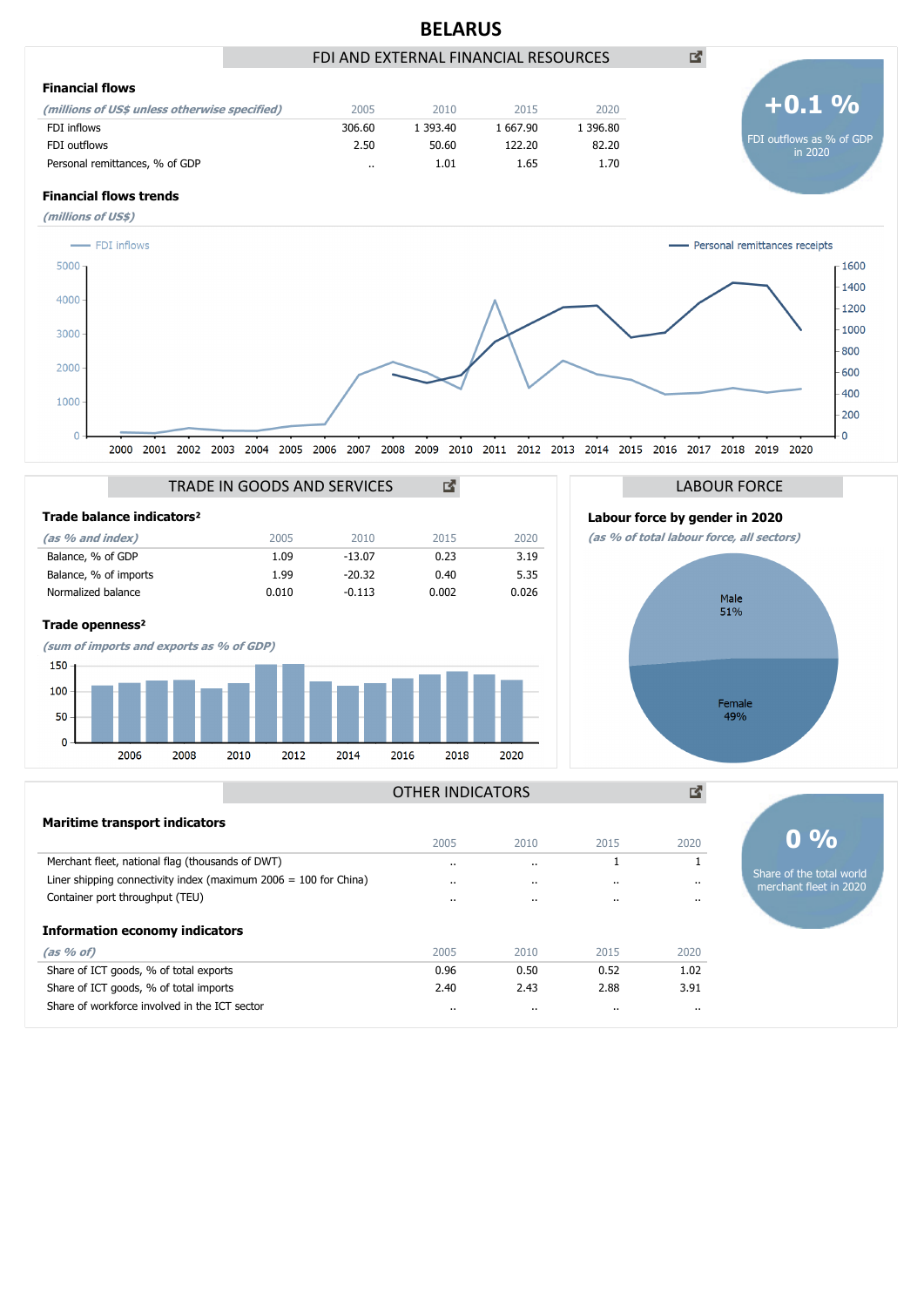# BELARUS

## FDI AND EXTERNAL FINANCIAL RESOURCES

### Financial flows

| *(millions of US$ unless otherwise specified)* | 2005 | 2010 | 2015 | 2020 |
|---|---|---|---|---|
| FDI inflows | 306.60 | 1 393.40 | 1 667.90 | 1 396.80 |
| FDI outflows | 2.50 | 50.60 | 122.20 | 82.20 |
| Personal remittances, % of GDP | .. | 1.01 | 1.65 | 1.70 |

**+0.1 %**
FDI outflows as % of GDP in 2020

### Financial flows trends

*(millions of US$)*

## TRADE IN GOODS AND SERVICES

### Trade balance indicators²

| *(as % and index)* | 2005 | 2010 | 2015 | 2020 |
|---|---|---|---|---|
| Balance, % of GDP | 1.09 | -13.07 | 0.23 | 3.19 |
| Balance, % of imports | 1.99 | -20.32 | 0.40 | 5.35 |
| Normalized balance | 0.010 | -0.113 | 0.002 | 0.026 |

### Trade openness²

*(sum of imports and exports as % of GDP)*

## LABOUR FORCE

### Labour force by gender in 2020

*(as % of total labour force, all sectors)*

Male 51%
Female 49%

## OTHER INDICATORS

### Maritime transport indicators

| | 2005 | 2010 | 2015 | 2020 |
|---|---|---|---|---|
| Merchant fleet, national flag (thousands of DWT) | .. | .. | 1 | 1 |
| Liner shipping connectivity index (maximum 2006 = 100 for China) | .. | .. | .. | .. |
| Container port throughput (TEU) | .. | .. | .. | .. |

**0 %**
Share of the total world merchant fleet in 2020

### Information economy indicators

| *(as % of)* | 2005 | 2010 | 2015 | 2020 |
|---|---|---|---|---|
| Share of ICT goods, % of total exports | 0.96 | 0.50 | 0.52 | 1.02 |
| Share of ICT goods, % of total imports | 2.40 | 2.43 | 2.88 | 3.91 |
| Share of workforce involved in the ICT sector | .. | .. | .. | .. |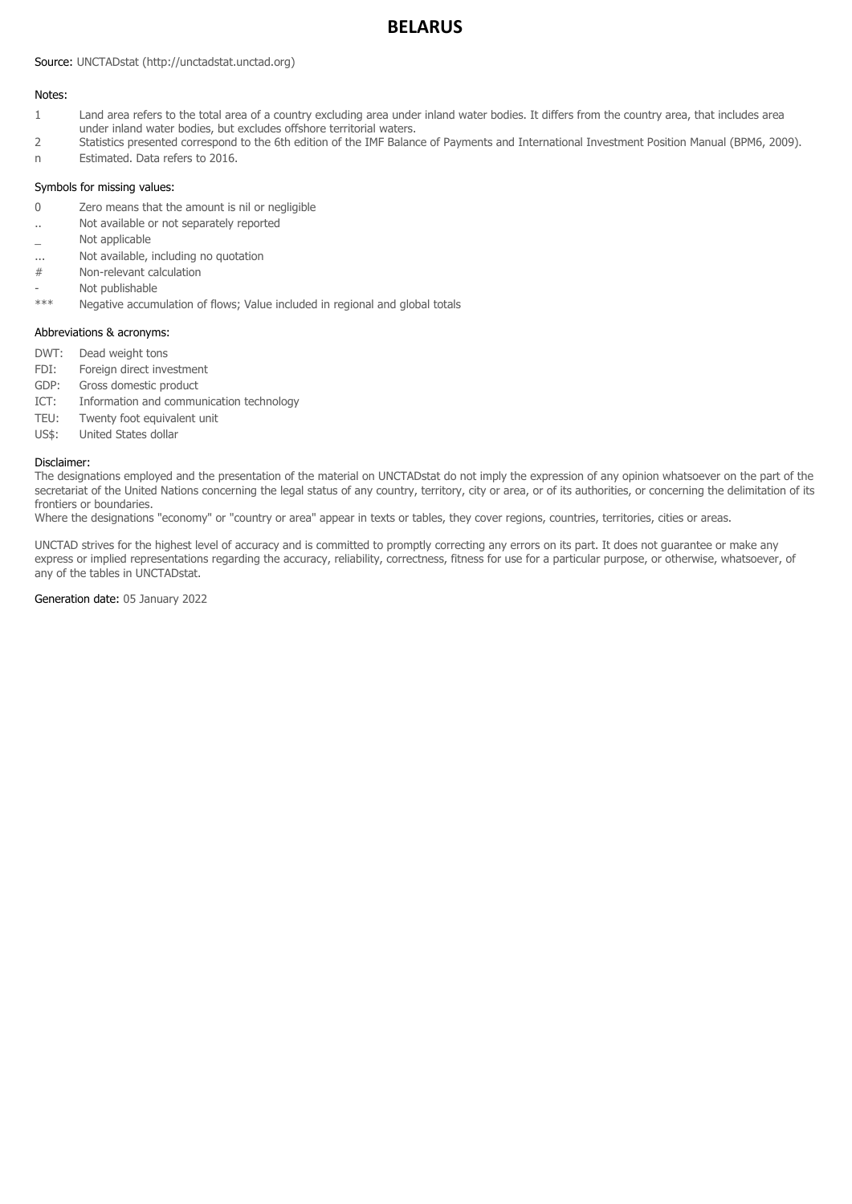# BELARUS

Source: UNCTADstat (http://unctadstat.unctad.org)

Notes:

| | |
|---|---|
| 1 | Land area refers to the total area of a country excluding area under inland water bodies. It differs from the country area, that includes area under inland water bodies, but excludes offshore territorial waters. |
| 2 | Statistics presented correspond to the 6th edition of the IMF Balance of Payments and International Investment Position Manual (BPM6, 2009). |
| n | Estimated. Data refers to 2016. |

Symbols for missing values:

| | |
|---|---|
| 0 | Zero means that the amount is nil or negligible |
| .. | Not available or not separately reported |
| _ | Not applicable |
| ... | Not available, including no quotation |
| # | Non-relevant calculation |
| - | Not publishable |
| *** | Negative accumulation of flows; Value included in regional and global totals |

Abbreviations & acronyms:

| | |
|---|---|
| DWT: | Dead weight tons |
| FDI: | Foreign direct investment |
| GDP: | Gross domestic product |
| ICT: | Information and communication technology |
| TEU: | Twenty foot equivalent unit |
| US$: | United States dollar |

Disclaimer:
The designations employed and the presentation of the material on UNCTADstat do not imply the expression of any opinion whatsoever on the part of the secretariat of the United Nations concerning the legal status of any country, territory, city or area, or of its authorities, or concerning the delimitation of its frontiers or boundaries.
Where the designations "economy" or "country or area" appear in texts or tables, they cover regions, countries, territories, cities or areas.

UNCTAD strives for the highest level of accuracy and is committed to promptly correcting any errors on its part. It does not guarantee or make any express or implied representations regarding the accuracy, reliability, correctness, fitness for use for a particular purpose, or otherwise, whatsoever, of any of the tables in UNCTADstat.

Generation date: 05 January 2022